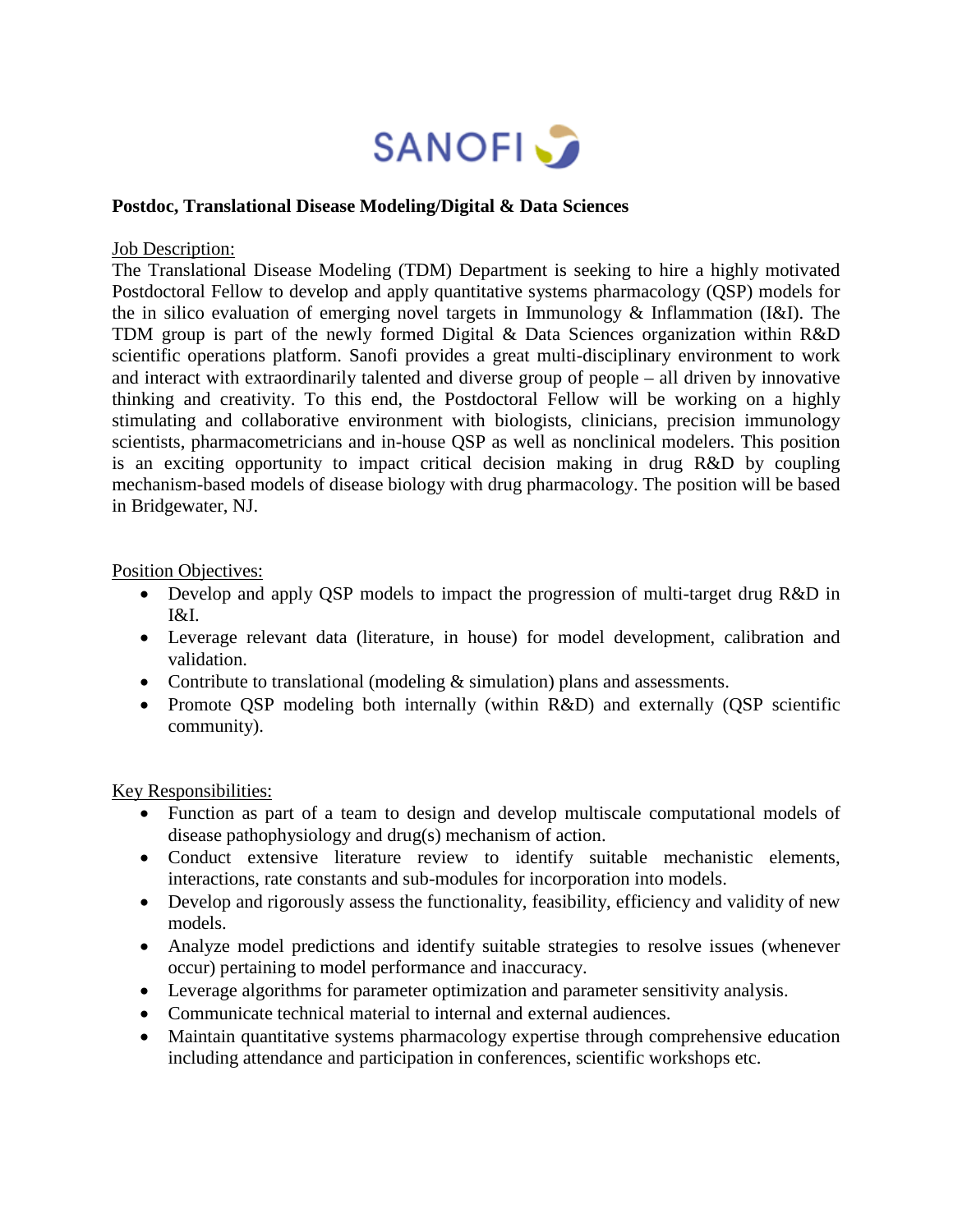SANOFI

**Postdoc, Translational Disease Modeling/Digital & Data Sciences**

Job Description:

The Translational Disease Modeling (TDM) Department is seeking to hire a highly motivated Postdoctoral Fellow to develop and apply quantitative systems pharmacology (QSP) models for the in silico evaluation of emerging novel targets in Immunology & Inflammation (I&I). The TDM group is part of the newly formed Digital & Data Sciences organization within R&D scientific operations platform. Sanofi provides a great multi-disciplinary environment to work and interact with extraordinarily talented and diverse group of people – all driven by innovative thinking and creativity. To this end, the Postdoctoral Fellow will be working on a highly stimulating and collaborative environment with biologists, clinicians, precision immunology scientists, pharmacometricians and in-house QSP as well as nonclinical modelers. This position is an exciting opportunity to impact critical decision making in drug R&D by coupling mechanism-based models of disease biology with drug pharmacology. The position will be based in Bridgewater, NJ.

Position Objectives:

- Develop and apply QSP models to impact the progression of multi-target drug R&D in I&I.
- Leverage relevant data (literature, in house) for model development, calibration and validation.
- Contribute to translational (modeling & simulation) plans and assessments.
- Promote QSP modeling both internally (within R&D) and externally (QSP scientific community).

Key Responsibilities:

- Function as part of a team to design and develop multiscale computational models of disease pathophysiology and drug(s) mechanism of action.
- Conduct extensive literature review to identify suitable mechanistic elements, interactions, rate constants and sub-modules for incorporation into models.
- Develop and rigorously assess the functionality, feasibility, efficiency and validity of new models.
- Analyze model predictions and identify suitable strategies to resolve issues (whenever occur) pertaining to model performance and inaccuracy.
- Leverage algorithms for parameter optimization and parameter sensitivity analysis.
- Communicate technical material to internal and external audiences.
- Maintain quantitative systems pharmacology expertise through comprehensive education including attendance and participation in conferences, scientific workshops etc.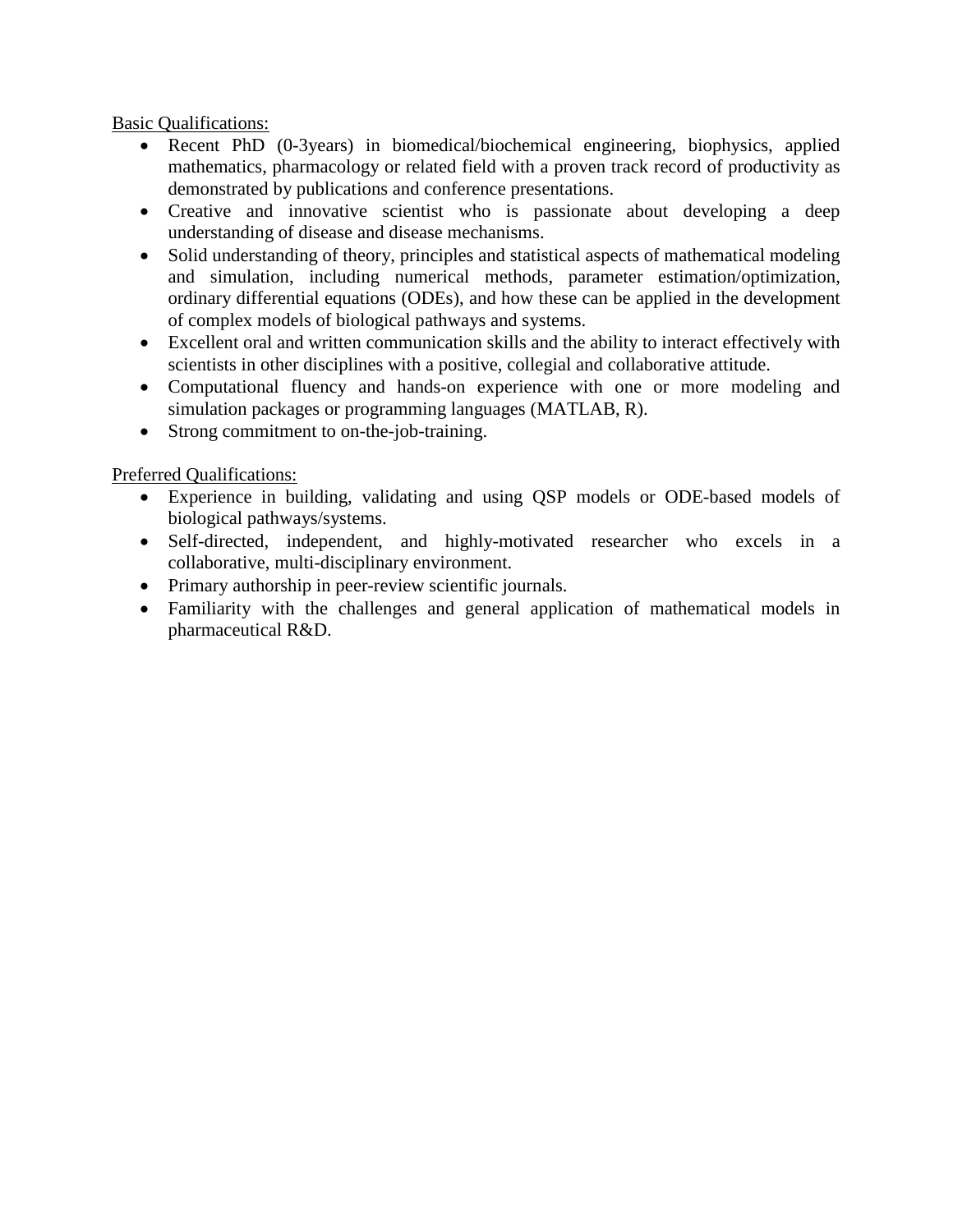<u>Basic Qualifications:</u>

- Recent PhD (0-3years) in biomedical/biochemical engineering, biophysics, applied mathematics, pharmacology or related field with a proven track record of productivity as demonstrated by publications and conference presentations.
- Creative and innovative scientist who is passionate about developing a deep understanding of disease and disease mechanisms.
- Solid understanding of theory, principles and statistical aspects of mathematical modeling and simulation, including numerical methods, parameter estimation/optimization, ordinary differential equations (ODEs), and how these can be applied in the development of complex models of biological pathways and systems.
- Excellent oral and written communication skills and the ability to interact effectively with scientists in other disciplines with a positive, collegial and collaborative attitude.
- Computational fluency and hands-on experience with one or more modeling and simulation packages or programming languages (MATLAB, R).
- Strong commitment to on-the-job-training.

<u>Preferred Qualifications:</u>

- Experience in building, validating and using QSP models or ODE-based models of biological pathways/systems.
- Self-directed, independent, and highly-motivated researcher who excels in a collaborative, multi-disciplinary environment.
- Primary authorship in peer-review scientific journals.
- Familiarity with the challenges and general application of mathematical models in pharmaceutical R&D.